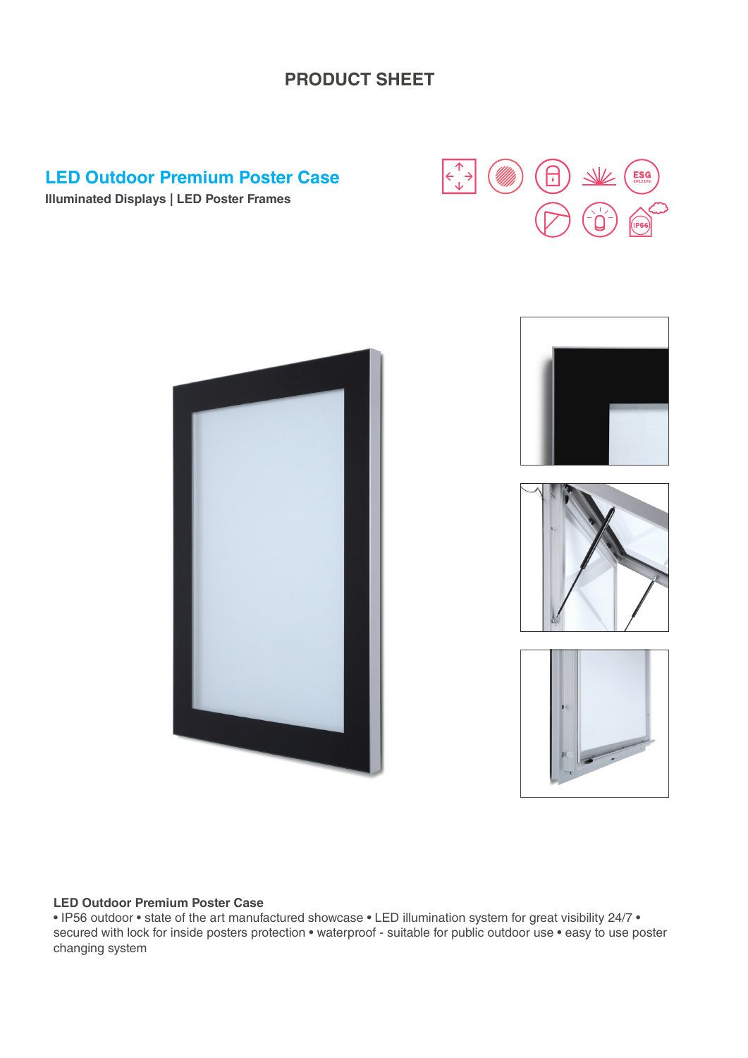# PRODUCT SHEET

## LED Outdoor Premium Poster Case

**Illuminated Displays | LED Poster Frames**

**LED Outdoor Premium Poster Case**

• IP56 outdoor • state of the art manufactured showcase • LED illumination system for great visibility 24/7 • secured with lock for inside posters protection • waterproof - suitable for public outdoor use • easy to use poster changing system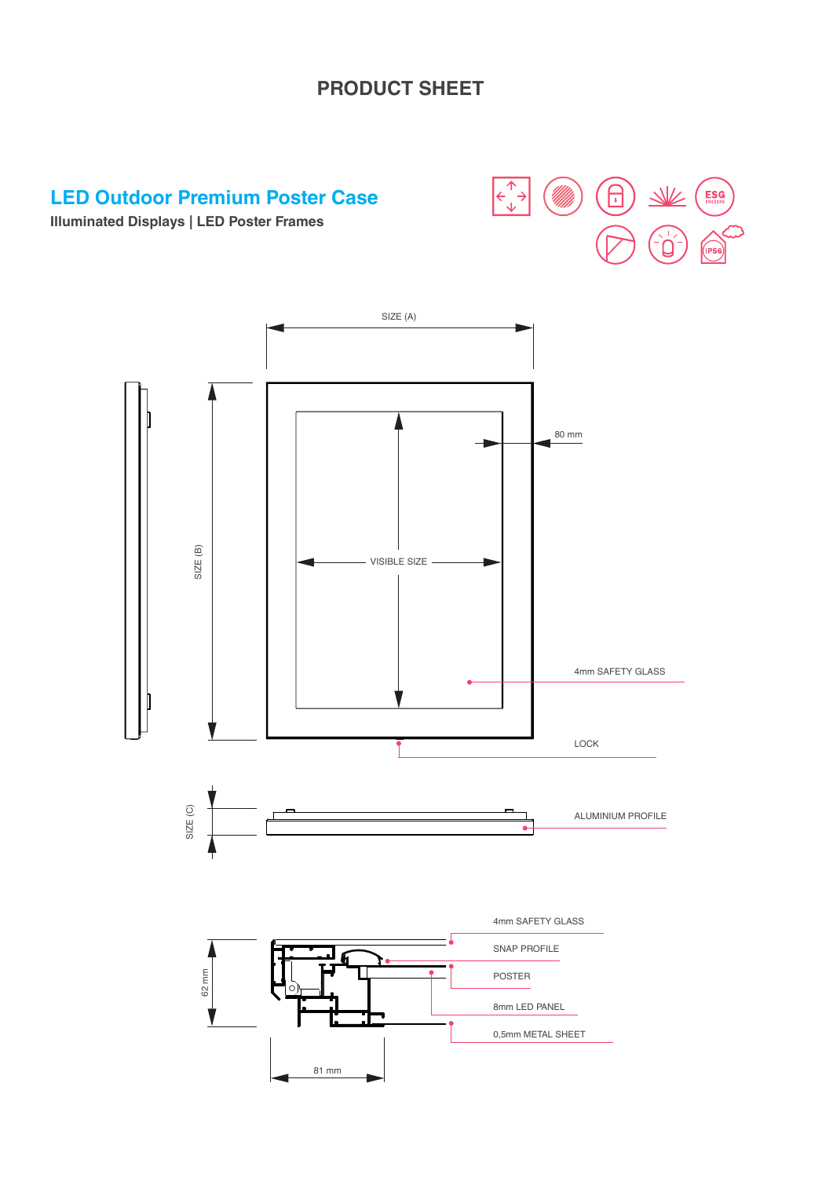# PRODUCT SHEET

## LED Outdoor Premium Poster Case

**Illuminated Displays | LED Poster Frames**

ESG EN12150

IP56

SIZE (A)

SIZE (B)

80 mm

VISIBLE SIZE

4mm SAFETY GLASS

LOCK

SIZE (C)

ALUMINIUM PROFILE

4mm SAFETY GLASS

SNAP PROFILE

POSTER

8mm LED PANEL

0,5mm METAL SHEET

62 mm

81 mm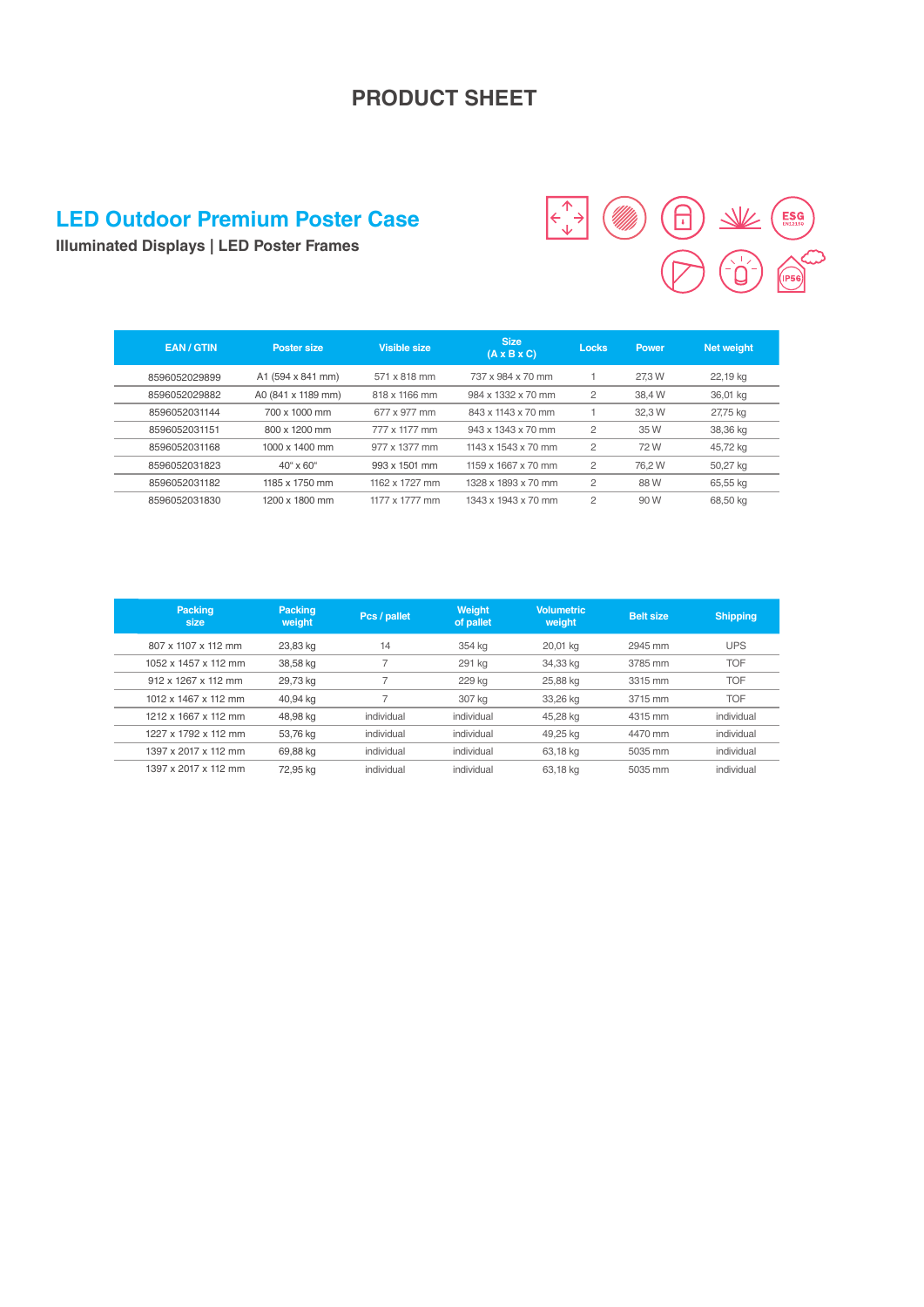# PRODUCT SHEET

## LED Outdoor Premium Poster Case

**Illuminated Displays | LED Poster Frames**

| EAN / GTIN | Poster size | Visible size | Size (A x B x C) | Locks | Power | Net weight |
|---|---|---|---|---|---|---|
| 8596052029899 | A1 (594 x 841 mm) | 571 x 818 mm | 737 x 984 x 70 mm | 1 | 27,3 W | 22,19 kg |
| 8596052029882 | A0 (841 x 1189 mm) | 818 x 1166 mm | 984 x 1332 x 70 mm | 2 | 38,4 W | 36,01 kg |
| 8596052031144 | 700 x 1000 mm | 677 x 977 mm | 843 x 1143 x 70 mm | 1 | 32,3 W | 27,75 kg |
| 8596052031151 | 800 x 1200 mm | 777 x 1177 mm | 943 x 1343 x 70 mm | 2 | 35 W | 38,36 kg |
| 8596052031168 | 1000 x 1400 mm | 977 x 1377 mm | 1143 x 1543 x 70 mm | 2 | 72 W | 45,72 kg |
| 8596052031823 | 40" x 60" | 993 x 1501 mm | 1159 x 1667 x 70 mm | 2 | 76,2 W | 50,27 kg |
| 8596052031182 | 1185 x 1750 mm | 1162 x 1727 mm | 1328 x 1893 x 70 mm | 2 | 88 W | 65,55 kg |
| 8596052031830 | 1200 x 1800 mm | 1177 x 1777 mm | 1343 x 1943 x 70 mm | 2 | 90 W | 68,50 kg |

| Packing size | Packing weight | Pcs / pallet | Weight of pallet | Volumetric weight | Belt size | Shipping |
|---|---|---|---|---|---|---|
| 807 x 1107 x 112 mm | 23,83 kg | 14 | 354 kg | 20,01 kg | 2945 mm | UPS |
| 1052 x 1457 x 112 mm | 38,58 kg | 7 | 291 kg | 34,33 kg | 3785 mm | TOF |
| 912 x 1267 x 112 mm | 29,73 kg | 7 | 229 kg | 25,88 kg | 3315 mm | TOF |
| 1012 x 1467 x 112 mm | 40,94 kg | 7 | 307 kg | 33,26 kg | 3715 mm | TOF |
| 1212 x 1667 x 112 mm | 48,98 kg | individual | individual | 45,28 kg | 4315 mm | individual |
| 1227 x 1792 x 112 mm | 53,76 kg | individual | individual | 49,25 kg | 4470 mm | individual |
| 1397 x 2017 x 112 mm | 69,88 kg | individual | individual | 63,18 kg | 5035 mm | individual |
| 1397 x 2017 x 112 mm | 72,95 kg | individual | individual | 63,18 kg | 5035 mm | individual |